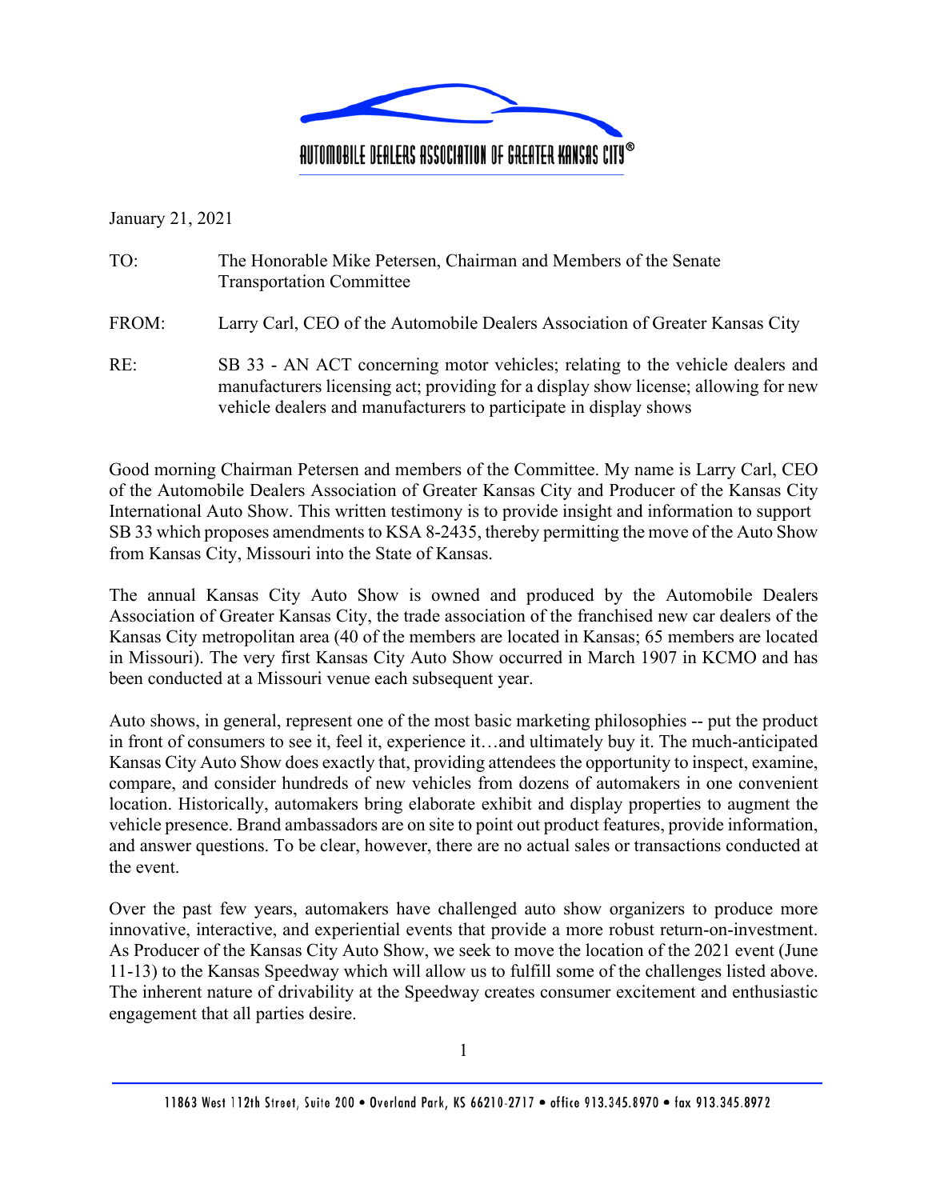# AUTOMOBILE DEALERS ASSOCIATION OF GREATER KANSAS CITY®

January 21, 2021

TO: The Honorable Mike Petersen, Chairman and Members of the Senate Transportation Committee

FROM: Larry Carl, CEO of the Automobile Dealers Association of Greater Kansas City

RE: SB 33 - AN ACT concerning motor vehicles; relating to the vehicle dealers and manufacturers licensing act; providing for a display show license; allowing for new vehicle dealers and manufacturers to participate in display shows

Good morning Chairman Petersen and members of the Committee. My name is Larry Carl, CEO of the Automobile Dealers Association of Greater Kansas City and Producer of the Kansas City International Auto Show. This written testimony is to provide insight and information to support SB 33 which proposes amendments to KSA 8-2435, thereby permitting the move of the Auto Show from Kansas City, Missouri into the State of Kansas.

The annual Kansas City Auto Show is owned and produced by the Automobile Dealers Association of Greater Kansas City, the trade association of the franchised new car dealers of the Kansas City metropolitan area (40 of the members are located in Kansas; 65 members are located in Missouri). The very first Kansas City Auto Show occurred in March 1907 in KCMO and has been conducted at a Missouri venue each subsequent year.

Auto shows, in general, represent one of the most basic marketing philosophies -- put the product in front of consumers to see it, feel it, experience it…and ultimately buy it. The much-anticipated Kansas City Auto Show does exactly that, providing attendees the opportunity to inspect, examine, compare, and consider hundreds of new vehicles from dozens of automakers in one convenient location. Historically, automakers bring elaborate exhibit and display properties to augment the vehicle presence. Brand ambassadors are on site to point out product features, provide information, and answer questions. To be clear, however, there are no actual sales or transactions conducted at the event.

Over the past few years, automakers have challenged auto show organizers to produce more innovative, interactive, and experiential events that provide a more robust return-on-investment. As Producer of the Kansas City Auto Show, we seek to move the location of the 2021 event (June 11-13) to the Kansas Speedway which will allow us to fulfill some of the challenges listed above. The inherent nature of drivability at the Speedway creates consumer excitement and enthusiastic engagement that all parties desire.

11863 West 112th Street, Suite 200 • Overland Park, KS 66210-2717 • office 913.345.8970 • fax 913.345.8972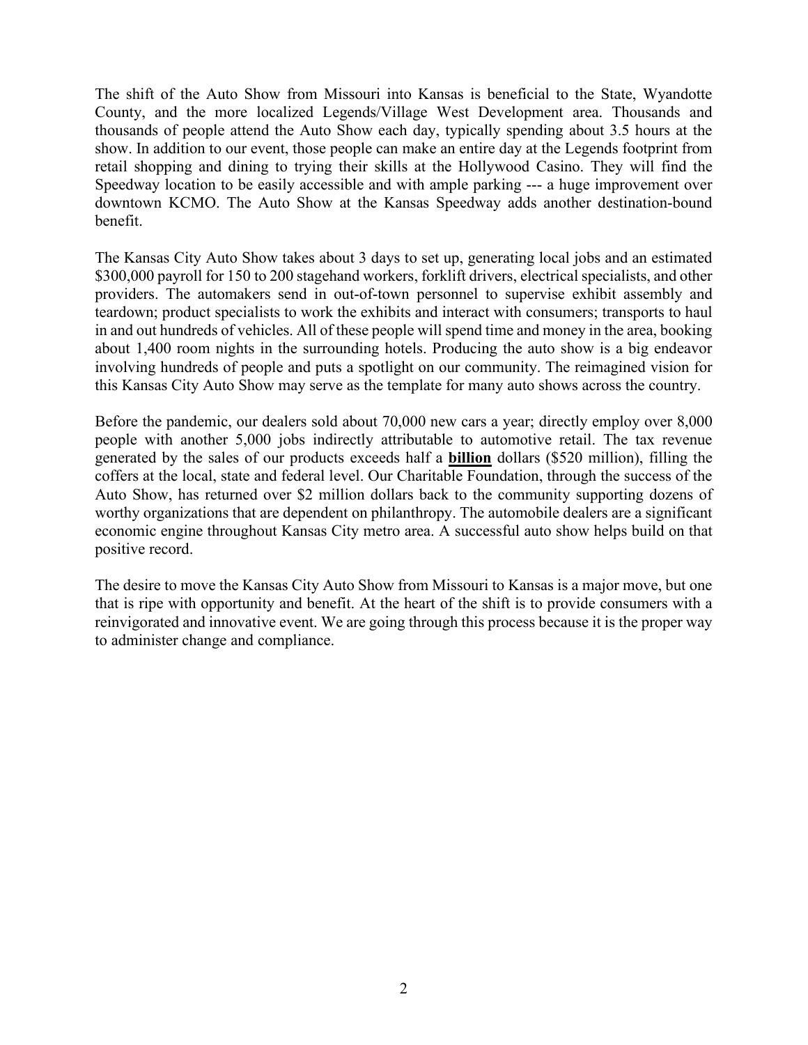The shift of the Auto Show from Missouri into Kansas is beneficial to the State, Wyandotte County, and the more localized Legends/Village West Development area. Thousands and thousands of people attend the Auto Show each day, typically spending about 3.5 hours at the show. In addition to our event, those people can make an entire day at the Legends footprint from retail shopping and dining to trying their skills at the Hollywood Casino. They will find the Speedway location to be easily accessible and with ample parking --- a huge improvement over downtown KCMO. The Auto Show at the Kansas Speedway adds another destination-bound benefit.

The Kansas City Auto Show takes about 3 days to set up, generating local jobs and an estimated $300,000 payroll for 150 to 200 stagehand workers, forklift drivers, electrical specialists, and other providers. The automakers send in out-of-town personnel to supervise exhibit assembly and teardown; product specialists to work the exhibits and interact with consumers; transports to haul in and out hundreds of vehicles. All of these people will spend time and money in the area, booking about 1,400 room nights in the surrounding hotels. Producing the auto show is a big endeavor involving hundreds of people and puts a spotlight on our community. The reimagined vision for this Kansas City Auto Show may serve as the template for many auto shows across the country.

Before the pandemic, our dealers sold about 70,000 new cars a year; directly employ over 8,000 people with another 5,000 jobs indirectly attributable to automotive retail. The tax revenue generated by the sales of our products exceeds half a <u>**billion**</u> dollars ($520 million), filling the coffers at the local, state and federal level. Our Charitable Foundation, through the success of the Auto Show, has returned over $2 million dollars back to the community supporting dozens of worthy organizations that are dependent on philanthropy. The automobile dealers are a significant economic engine throughout Kansas City metro area. A successful auto show helps build on that positive record.

The desire to move the Kansas City Auto Show from Missouri to Kansas is a major move, but one that is ripe with opportunity and benefit. At the heart of the shift is to provide consumers with a reinvigorated and innovative event. We are going through this process because it is the proper way to administer change and compliance.